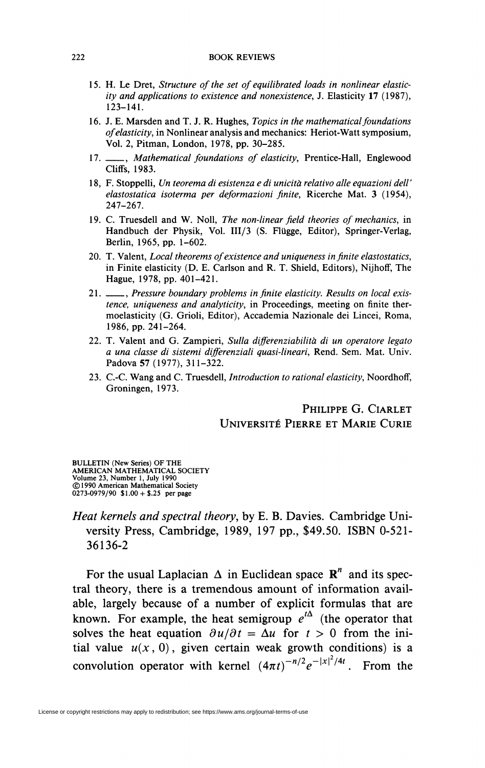15. H. Le Dret, *Structure of the set of equilibrated loads in nonlinear elasticity and applications to existence and nonexistence*, J. Elasticity **17** (1987), 123–141.
16. J. E. Marsden and T. J. R. Hughes, *Topics in the mathematical foundations of elasticity*, in Nonlinear analysis and mechanics: Heriot-Watt symposium, Vol. 2, Pitman, London, 1978, pp. 30–285.
17. ——, *Mathematical foundations of elasticity*, Prentice-Hall, Englewood Cliffs, 1983.
18. F. Stoppelli, *Un teorema di esistenza e di unicità relativo alle equazioni dell' elastostatica isoterma per deformazioni finite*, Ricerche Mat. **3** (1954), 247–267.
19. C. Truesdell and W. Noll, *The non-linear field theories of mechanics*, in Handbuch der Physik, Vol. III/3 (S. Flügge, Editor), Springer-Verlag, Berlin, 1965, pp. 1–602.
20. T. Valent, *Local theorems of existence and uniqueness in finite elastostatics*, in Finite elasticity (D. E. Carlson and R. T. Shield, Editors), Nijhoff, The Hague, 1978, pp. 401–421.
21. ——, *Pressure boundary problems in finite elasticity. Results on local existence, uniqueness and analyticity*, in Proceedings, meeting on finite thermoelasticity (G. Grioli, Editor), Accademia Nazionale dei Lincei, Roma, 1986, pp. 241–264.
22. T. Valent and G. Zampieri, *Sulla differenziabilità di un operatore legato a una classe di sistemi differenziali quasi-lineari*, Rend. Sem. Mat. Univ. Padova **57** (1977), 311–322.
23. C.-C. Wang and C. Truesdell, *Introduction to rational elasticity*, Noordhoff, Groningen, 1973.

PHILIPPE G. CIARLET
UNIVERSITÉ PIERRE ET MARIE CURIE

BULLETIN (New Series) OF THE AMERICAN MATHEMATICAL SOCIETY
Volume 23, Number 1, July 1990
©1990 American Mathematical Society
0273-0979/90 $1.00 + $.25 per page

*Heat kernels and spectral theory*, by E. B. Davies. Cambridge University Press, Cambridge, 1989, 197 pp., $49.50. ISBN 0-521-36136-2

For the usual Laplacian $\Delta$ in Euclidean space $\mathbf{R}^n$ and its spectral theory, there is a tremendous amount of information available, largely because of a number of explicit formulas that are known. For example, the heat semigroup $e^{t\Delta}$ (the operator that solves the heat equation $\partial u/\partial t = \Delta u$ for $t > 0$ from the initial value $u(x, 0)$, given certain weak growth conditions) is a convolution operator with kernel $(4\pi t)^{-n/2}e^{-|x|^2/4t}$. From the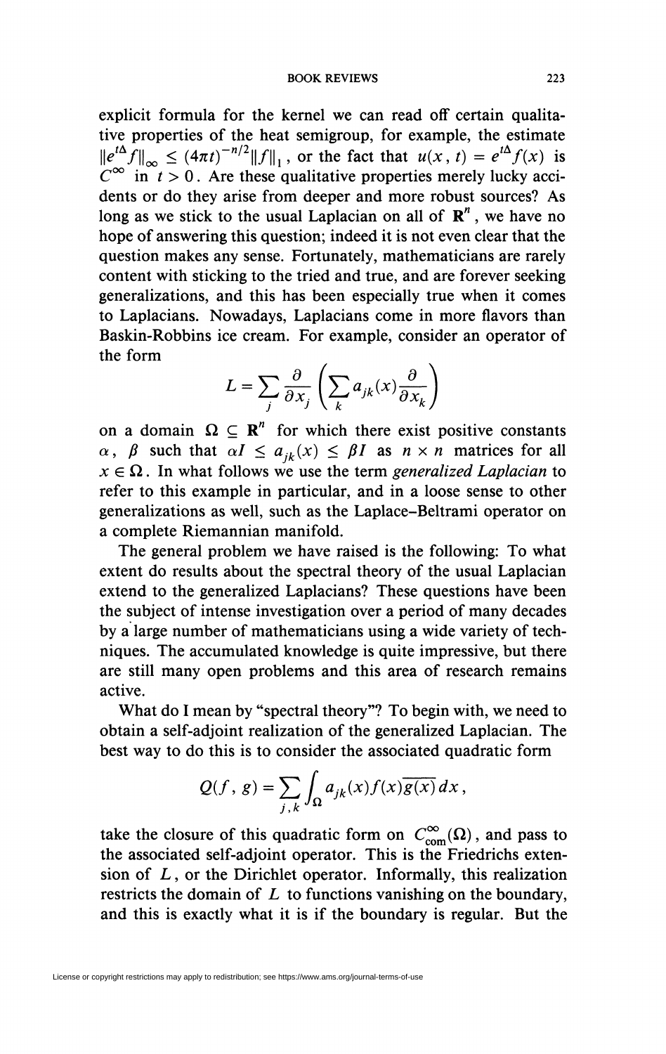explicit formula for the kernel we can read off certain qualitative properties of the heat semigroup, for example, the estimate $\|e^{t\Delta} f\|_\infty \le (4\pi t)^{-n/2}\|f\|_1$, or the fact that $u(x, t) = e^{t\Delta} f(x)$ is $C^\infty$ in $t > 0$. Are these qualitative properties merely lucky accidents or do they arise from deeper and more robust sources? As long as we stick to the usual Laplacian on all of $\mathbf{R}^n$, we have no hope of answering this question; indeed it is not even clear that the question makes any sense. Fortunately, mathematicians are rarely content with sticking to the tried and true, and are forever seeking generalizations, and this has been especially true when it comes to Laplacians. Nowadays, Laplacians come in more flavors than Baskin-Robbins ice cream. For example, consider an operator of the form

$$L = \sum_j \frac{\partial}{\partial x_j}\left(\sum_k a_{jk}(x)\frac{\partial}{\partial x_k}\right)$$

on a domain $\Omega \subseteq \mathbf{R}^n$ for which there exist positive constants $\alpha$, $\beta$ such that $\alpha I \le a_{jk}(x) \le \beta I$ as $n \times n$ matrices for all $x \in \Omega$. In what follows we use the term *generalized Laplacian* to refer to this example in particular, and in a loose sense to other generalizations as well, such as the Laplace–Beltrami operator on a complete Riemannian manifold.

The general problem we have raised is the following: To what extent do results about the spectral theory of the usual Laplacian extend to the generalized Laplacians? These questions have been the subject of intense investigation over a period of many decades by a large number of mathematicians using a wide variety of techniques. The accumulated knowledge is quite impressive, but there are still many open problems and this area of research remains active.

What do I mean by "spectral theory"? To begin with, we need to obtain a self-adjoint realization of the generalized Laplacian. The best way to do this is to consider the associated quadratic form

$$Q(f, g) = \sum_{j,k}\int_\Omega a_{jk}(x) f(x)\overline{g(x)}\,dx,$$

take the closure of this quadratic form on $C^\infty_{\text{com}}(\Omega)$, and pass to the associated self-adjoint operator. This is the Friedrichs extension of $L$, or the Dirichlet operator. Informally, this realization restricts the domain of $L$ to functions vanishing on the boundary, and this is exactly what it is if the boundary is regular. But the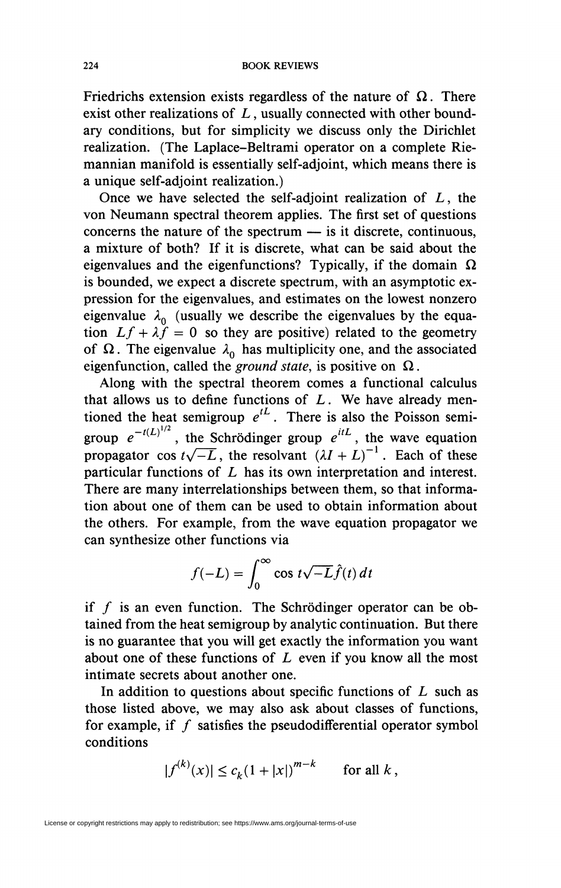Friedrichs extension exists regardless of the nature of $\Omega$. There exist other realizations of $L$, usually connected with other boundary conditions, but for simplicity we discuss only the Dirichlet realization. (The Laplace–Beltrami operator on a complete Riemannian manifold is essentially self-adjoint, which means there is a unique self-adjoint realization.)

Once we have selected the self-adjoint realization of $L$, the von Neumann spectral theorem applies. The first set of questions concerns the nature of the spectrum — is it discrete, continuous, a mixture of both? If it is discrete, what can be said about the eigenvalues and the eigenfunctions? Typically, if the domain $\Omega$ is bounded, we expect a discrete spectrum, with an asymptotic expression for the eigenvalues, and estimates on the lowest nonzero eigenvalue $\lambda_0$ (usually we describe the eigenvalues by the equation $Lf + \lambda f = 0$ so they are positive) related to the geometry of $\Omega$. The eigenvalue $\lambda_0$ has multiplicity one, and the associated eigenfunction, called the *ground state*, is positive on $\Omega$.

Along with the spectral theorem comes a functional calculus that allows us to define functions of $L$. We have already mentioned the heat semigroup $e^{tL}$. There is also the Poisson semigroup $e^{-t(L)^{1/2}}$, the Schrödinger group $e^{itL}$, the wave equation propagator $\cos t\sqrt{-L}$, the resolvant $(\lambda I + L)^{-1}$. Each of these particular functions of $L$ has its own interpretation and interest. There are many interrelationships between them, so that information about one of them can be used to obtain information about the others. For example, from the wave equation propagator we can synthesize other functions via

$$f(-L) = \int_0^\infty \cos t\sqrt{-L}\hat{f}(t)\,dt$$

if $f$ is an even function. The Schrödinger operator can be obtained from the heat semigroup by analytic continuation. But there is no guarantee that you will get exactly the information you want about one of these functions of $L$ even if you know all the most intimate secrets about another one.

In addition to questions about specific functions of $L$ such as those listed above, we may also ask about classes of functions, for example, if $f$ satisfies the pseudodifferential operator symbol conditions

$$|f^{(k)}(x)| \le c_k(1 + |x|)^{m-k} \qquad \text{for all } k,$$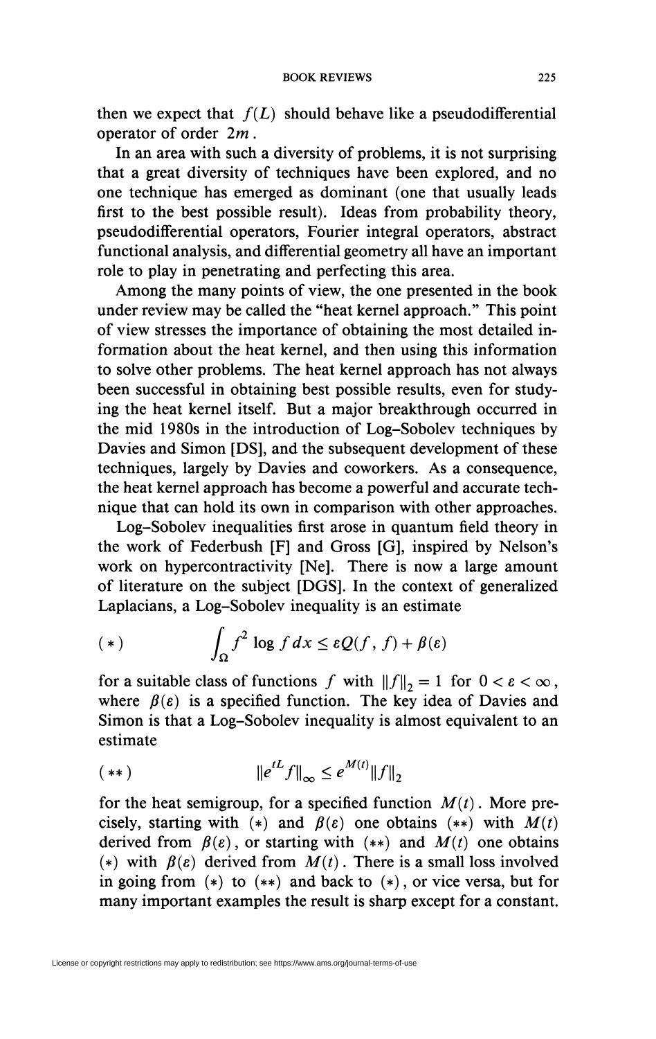then we expect that $f(L)$ should behave like a pseudodifferential operator of order $2m$.

In an area with such a diversity of problems, it is not surprising that a great diversity of techniques have been explored, and no one technique has emerged as dominant (one that usually leads first to the best possible result). Ideas from probability theory, pseudodifferential operators, Fourier integral operators, abstract functional analysis, and differential geometry all have an important role to play in penetrating and perfecting this area.

Among the many points of view, the one presented in the book under review may be called the "heat kernel approach." This point of view stresses the importance of obtaining the most detailed information about the heat kernel, and then using this information to solve other problems. The heat kernel approach has not always been successful in obtaining best possible results, even for studying the heat kernel itself. But a major breakthrough occurred in the mid 1980s in the introduction of Log–Sobolev techniques by Davies and Simon [DS], and the subsequent development of these techniques, largely by Davies and coworkers. As a consequence, the heat kernel approach has become a powerful and accurate technique that can hold its own in comparison with other approaches.

Log–Sobolev inequalities first arose in quantum field theory in the work of Federbush [F] and Gross [G], inspired by Nelson's work on hypercontractivity [Ne]. There is now a large amount of literature on the subject [DGS]. In the context of generalized Laplacians, a Log–Sobolev inequality is an estimate

$$(*) \qquad \int_\Omega f^2 \log f \, dx \le \varepsilon Q(f, f) + \beta(\varepsilon)$$

for a suitable class of functions $f$ with $\|f\|_2 = 1$ for $0 < \varepsilon < \infty$, where $\beta(\varepsilon)$ is a specified function. The key idea of Davies and Simon is that a Log–Sobolev inequality is almost equivalent to an estimate

$$(**) \qquad \|e^{tL} f\|_\infty \le e^{M(t)} \|f\|_2$$

for the heat semigroup, for a specified function $M(t)$. More precisely, starting with $(*)$ and $\beta(\varepsilon)$ one obtains $(**)$ with $M(t)$ derived from $\beta(\varepsilon)$, or starting with $(**)$ and $M(t)$ one obtains $(*)$ with $\beta(\varepsilon)$ derived from $M(t)$. There is a small loss involved in going from $(*)$ to $(**)$ and back to $(*)$, or vice versa, but for many important examples the result is sharp except for a constant.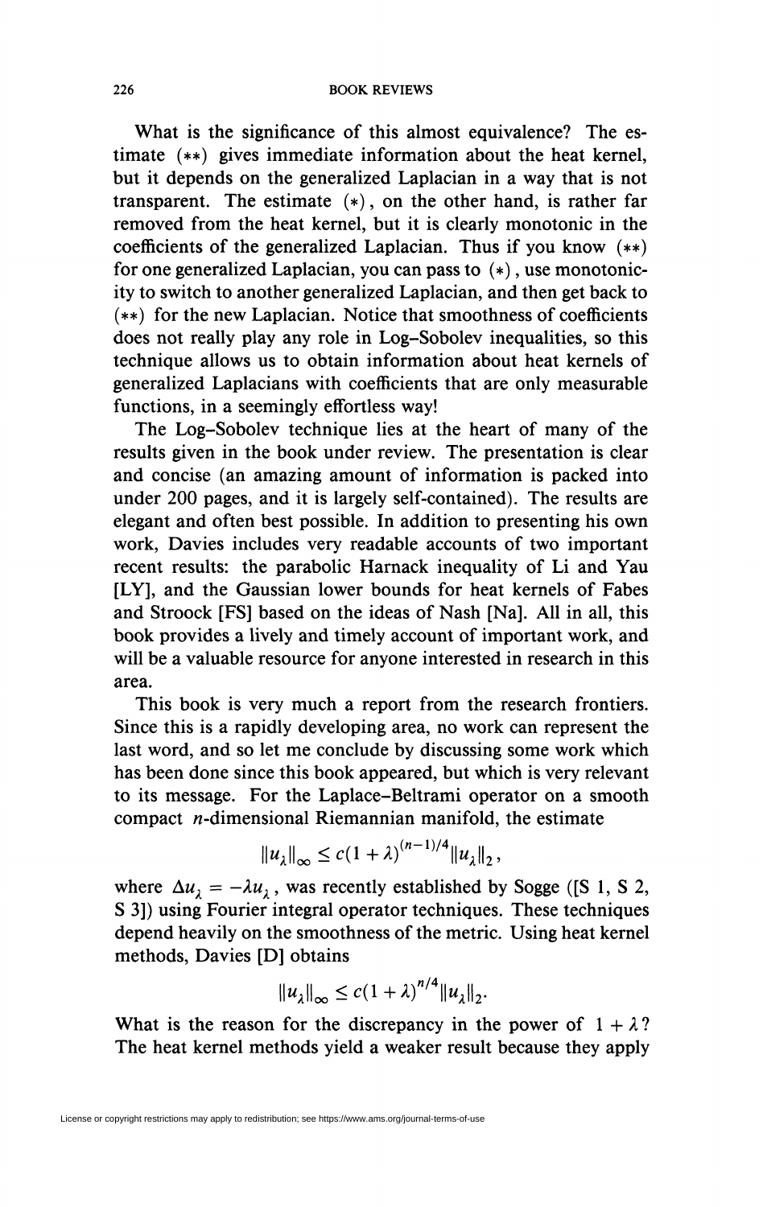What is the significance of this almost equivalence? The estimate $(**)$ gives immediate information about the heat kernel, but it depends on the generalized Laplacian in a way that is not transparent. The estimate $(*)$, on the other hand, is rather far removed from the heat kernel, but it is clearly monotonic in the coefficients of the generalized Laplacian. Thus if you know $(**)$ for one generalized Laplacian, you can pass to $(*)$, use monotonicity to switch to another generalized Laplacian, and then get back to $(**)$ for the new Laplacian. Notice that smoothness of coefficients does not really play any role in Log–Sobolev inequalities, so this technique allows us to obtain information about heat kernels of generalized Laplacians with coefficients that are only measurable functions, in a seemingly effortless way!

The Log–Sobolev technique lies at the heart of many of the results given in the book under review. The presentation is clear and concise (an amazing amount of information is packed into under 200 pages, and it is largely self-contained). The results are elegant and often best possible. In addition to presenting his own work, Davies includes very readable accounts of two important recent results: the parabolic Harnack inequality of Li and Yau [LY], and the Gaussian lower bounds for heat kernels of Fabes and Stroock [FS] based on the ideas of Nash [Na]. All in all, this book provides a lively and timely account of important work, and will be a valuable resource for anyone interested in research in this area.

This book is very much a report from the research frontiers. Since this is a rapidly developing area, no work can represent the last word, and so let me conclude by discussing some work which has been done since this book appeared, but which is very relevant to its message. For the Laplace–Beltrami operator on a smooth compact $n$-dimensional Riemannian manifold, the estimate

$$\|u_\lambda\|_\infty \le c(1+\lambda)^{(n-1)/4}\|u_\lambda\|_2,$$

where $\Delta u_\lambda = -\lambda u_\lambda$, was recently established by Sogge ([S 1, S 2, S 3]) using Fourier integral operator techniques. These techniques depend heavily on the smoothness of the metric. Using heat kernel methods, Davies [D] obtains

$$\|u_\lambda\|_\infty \le c(1+\lambda)^{n/4}\|u_\lambda\|_2.$$

What is the reason for the discrepancy in the power of $1+\lambda$? The heat kernel methods yield a weaker result because they apply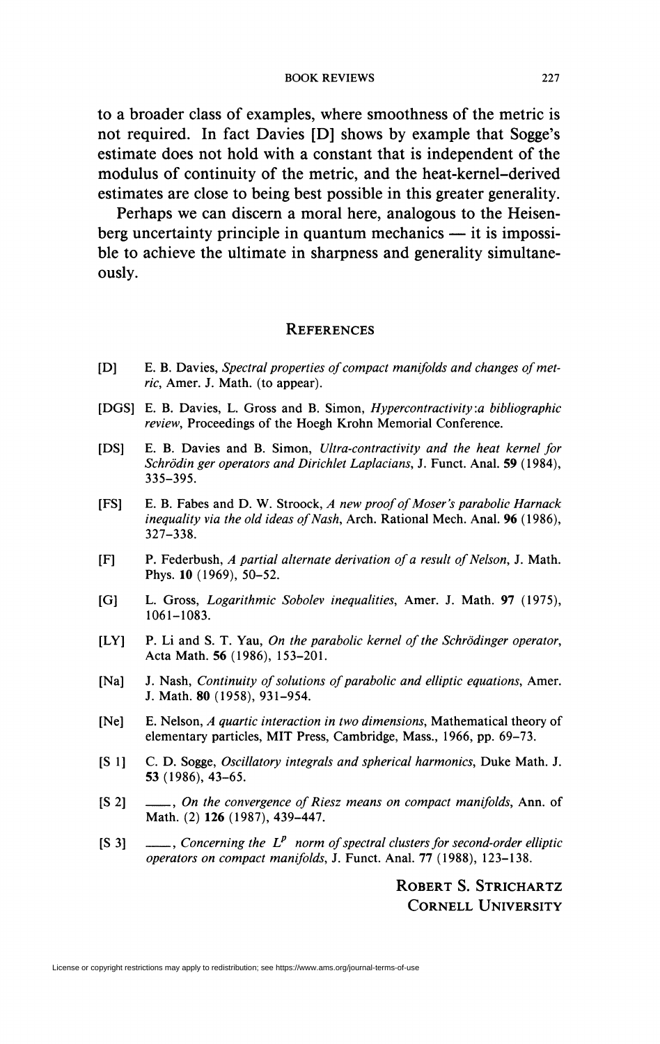to a broader class of examples, where smoothness of the metric is not required. In fact Davies [D] shows by example that Sogge's estimate does not hold with a constant that is independent of the modulus of continuity of the metric, and the heat-kernel–derived estimates are close to being best possible in this greater generality.

Perhaps we can discern a moral here, analogous to the Heisenberg uncertainty principle in quantum mechanics — it is impossible to achieve the ultimate in sharpness and generality simultaneously.

## REFERENCES

[D] E. B. Davies, *Spectral properties of compact manifolds and changes of metric*, Amer. J. Math. (to appear).

[DGS] E. B. Davies, L. Gross and B. Simon, *Hypercontractivity:a bibliographic review*, Proceedings of the Hoegh Krohn Memorial Conference.

[DS] E. B. Davies and B. Simon, *Ultra-contractivity and the heat kernel for Schrödin ger operators and Dirichlet Laplacians*, J. Funct. Anal. **59** (1984), 335–395.

[FS] E. B. Fabes and D. W. Stroock, *A new proof of Moser's parabolic Harnack inequality via the old ideas of Nash*, Arch. Rational Mech. Anal. **96** (1986), 327–338.

[F] P. Federbush, *A partial alternate derivation of a result of Nelson*, J. Math. Phys. **10** (1969), 50–52.

[G] L. Gross, *Logarithmic Sobolev inequalities*, Amer. J. Math. **97** (1975), 1061–1083.

[LY] P. Li and S. T. Yau, *On the parabolic kernel of the Schrödinger operator*, Acta Math. **56** (1986), 153–201.

[Na] J. Nash, *Continuity of solutions of parabolic and elliptic equations*, Amer. J. Math. **80** (1958), 931–954.

[Ne] E. Nelson, *A quartic interaction in two dimensions*, Mathematical theory of elementary particles, MIT Press, Cambridge, Mass., 1966, pp. 69–73.

[S 1] C. D. Sogge, *Oscillatory integrals and spherical harmonics*, Duke Math. J. **53** (1986), 43–65.

[S 2] ———, *On the convergence of Riesz means on compact manifolds*, Ann. of Math. (2) **126** (1987), 439–447.

[S 3] ———, *Concerning the $L^p$ norm of spectral clusters for second-order elliptic operators on compact manifolds*, J. Funct. Anal. **77** (1988), 123–138.

ROBERT S. STRICHARTZ
CORNELL UNIVERSITY